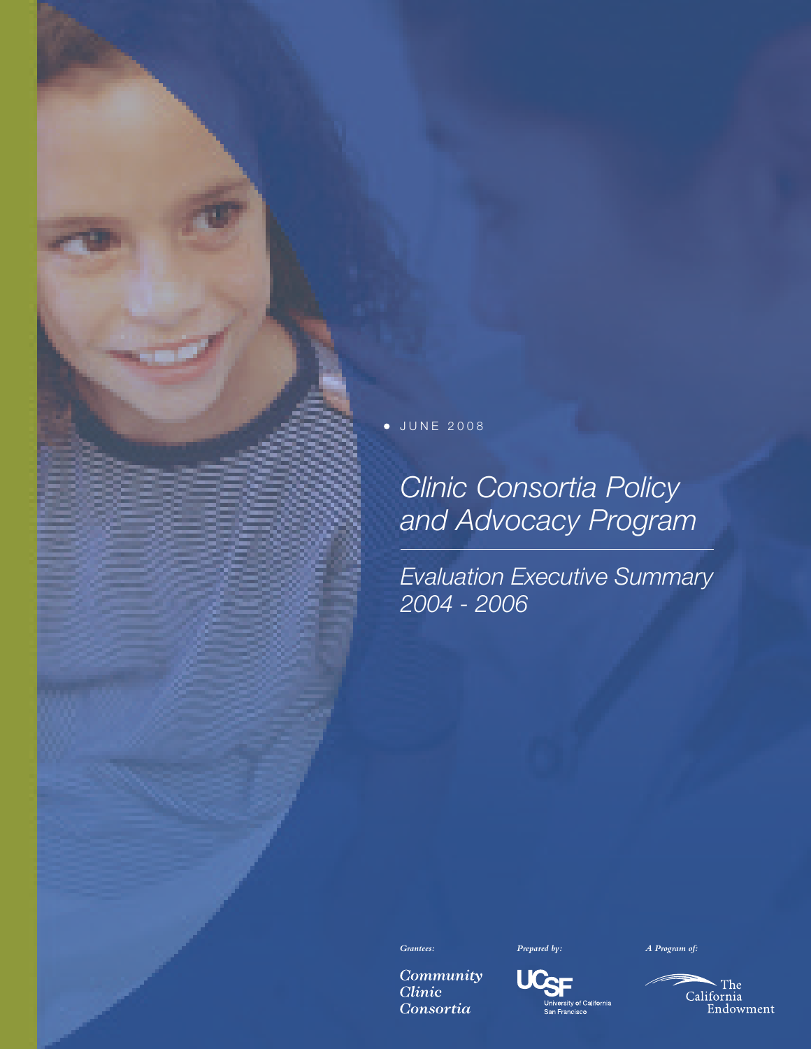JUNE 2008

# Clinic Consortia Policy and Advocacy Program

## Evaluation Executive Summary 2004 - 2006

*Grantees:*

Community Clinic Consortia

*Prepared by:*

UCSF University of California San Francisco

*A Program of:*

The California Endowment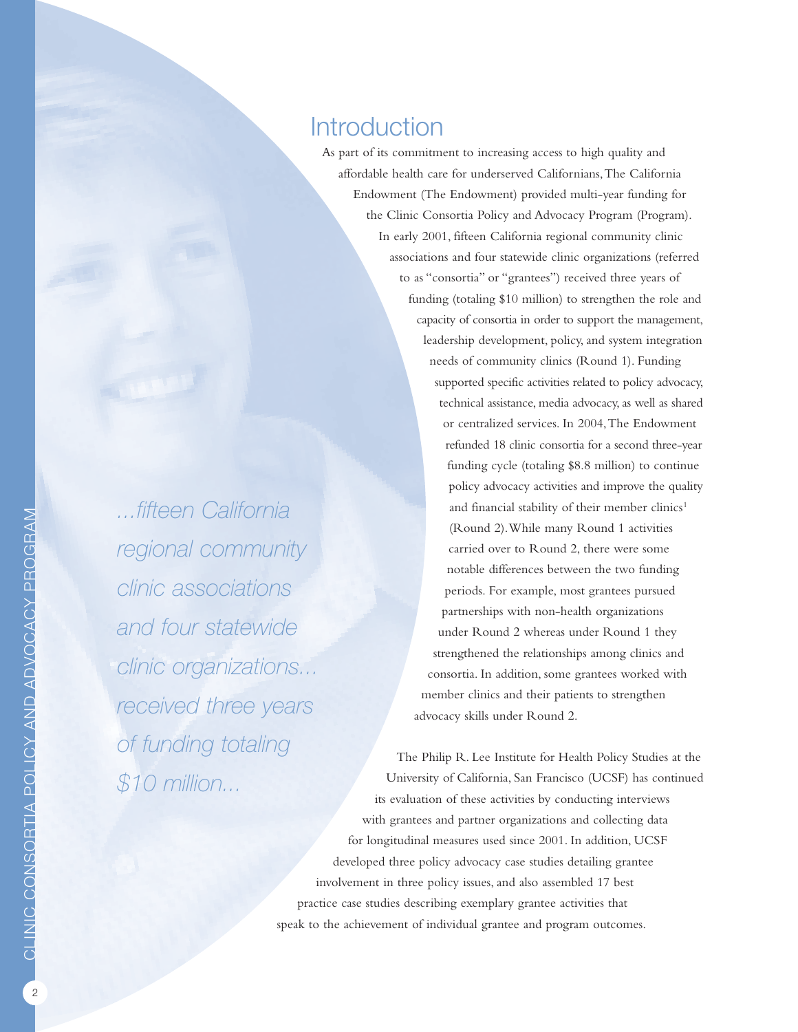# Introduction

As part of its commitment to increasing access to high quality and affordable health care for underserved Californians, The California Endowment (The Endowment) provided multi-year funding for the Clinic Consortia Policy and Advocacy Program (Program). In early 2001, fifteen California regional community clinic associations and four statewide clinic organizations (referred to as "consortia" or "grantees") received three years of funding (totaling $10 million) to strengthen the role and capacity of consortia in order to support the management, leadership development, policy, and system integration needs of community clinics (Round 1). Funding supported specific activities related to policy advocacy, technical assistance, media advocacy, as well as shared or centralized services. In 2004, The Endowment refunded 18 clinic consortia for a second three-year funding cycle (totaling $8.8 million) to continue policy advocacy activities and improve the quality and financial stability of their member clinics[1] (Round 2). While many Round 1 activities carried over to Round 2, there were some notable differences between the two funding periods. For example, most grantees pursued partnerships with non-health organizations under Round 2 whereas under Round 1 they strengthened the relationships among clinics and consortia. In addition, some grantees worked with member clinics and their patients to strengthen advocacy skills under Round 2.

*...fifteen California regional community clinic associations and four statewide clinic organizations... received three years of funding totaling $10 million...*

The Philip R. Lee Institute for Health Policy Studies at the University of California, San Francisco (UCSF) has continued its evaluation of these activities by conducting interviews with grantees and partner organizations and collecting data for longitudinal measures used since 2001. In addition, UCSF developed three policy advocacy case studies detailing grantee involvement in three policy issues, and also assembled 17 best practice case studies describing exemplary grantee activities that speak to the achievement of individual grantee and program outcomes.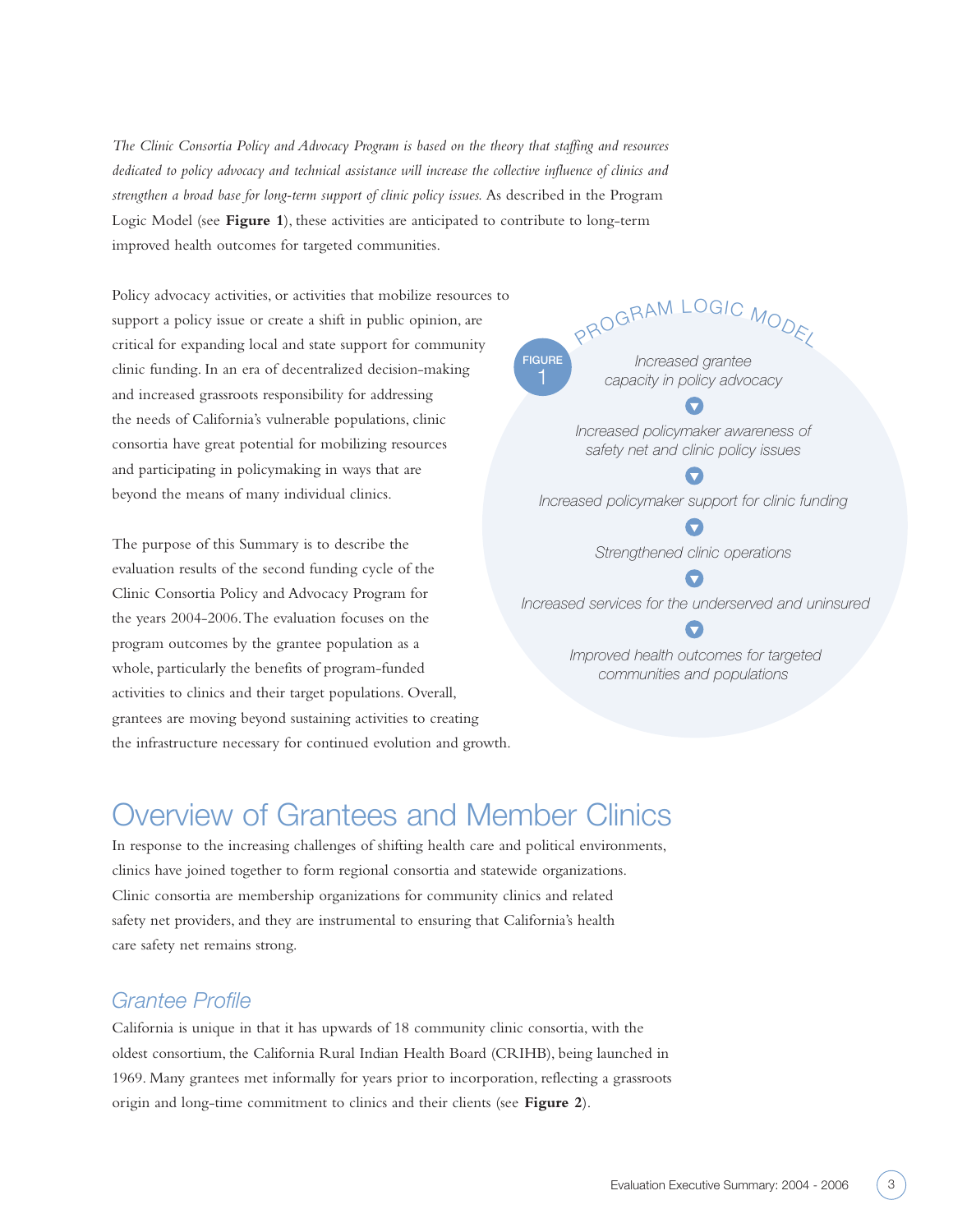*The Clinic Consortia Policy and Advocacy Program is based on the theory that staffing and resources dedicated to policy advocacy and technical assistance will increase the collective influence of clinics and strengthen a broad base for long-term support of clinic policy issues.* As described in the Program Logic Model (see **Figure 1**), these activities are anticipated to contribute to long-term improved health outcomes for targeted communities.

Policy advocacy activities, or activities that mobilize resources to support a policy issue or create a shift in public opinion, are critical for expanding local and state support for community clinic funding. In an era of decentralized decision-making and increased grassroots responsibility for addressing the needs of California's vulnerable populations, clinic consortia have great potential for mobilizing resources and participating in policymaking in ways that are beyond the means of many individual clinics.

The purpose of this Summary is to describe the evaluation results of the second funding cycle of the Clinic Consortia Policy and Advocacy Program for the years 2004-2006. The evaluation focuses on the program outcomes by the grantee population as a whole, particularly the benefits of program-funded activities to clinics and their target populations. Overall, grantees are moving beyond sustaining activities to creating the infrastructure necessary for continued evolution and growth.

**FIGURE 1 — PROGRAM LOGIC MODEL**

*Increased grantee capacity in policy advocacy*

▼

*Increased policymaker awareness of safety net and clinic policy issues*

▼

*Increased policymaker support for clinic funding*

▼

*Strengthened clinic operations*

▼

*Increased services for the underserved and uninsured*

▼

*Improved health outcomes for targeted communities and populations*

# Overview of Grantees and Member Clinics

In response to the increasing challenges of shifting health care and political environments, clinics have joined together to form regional consortia and statewide organizations. Clinic consortia are membership organizations for community clinics and related safety net providers, and they are instrumental to ensuring that California's health care safety net remains strong.

## *Grantee Profile*

California is unique in that it has upwards of 18 community clinic consortia, with the oldest consortium, the California Rural Indian Health Board (CRIHB), being launched in 1969. Many grantees met informally for years prior to incorporation, reflecting a grassroots origin and long-time commitment to clinics and their clients (see **Figure 2**).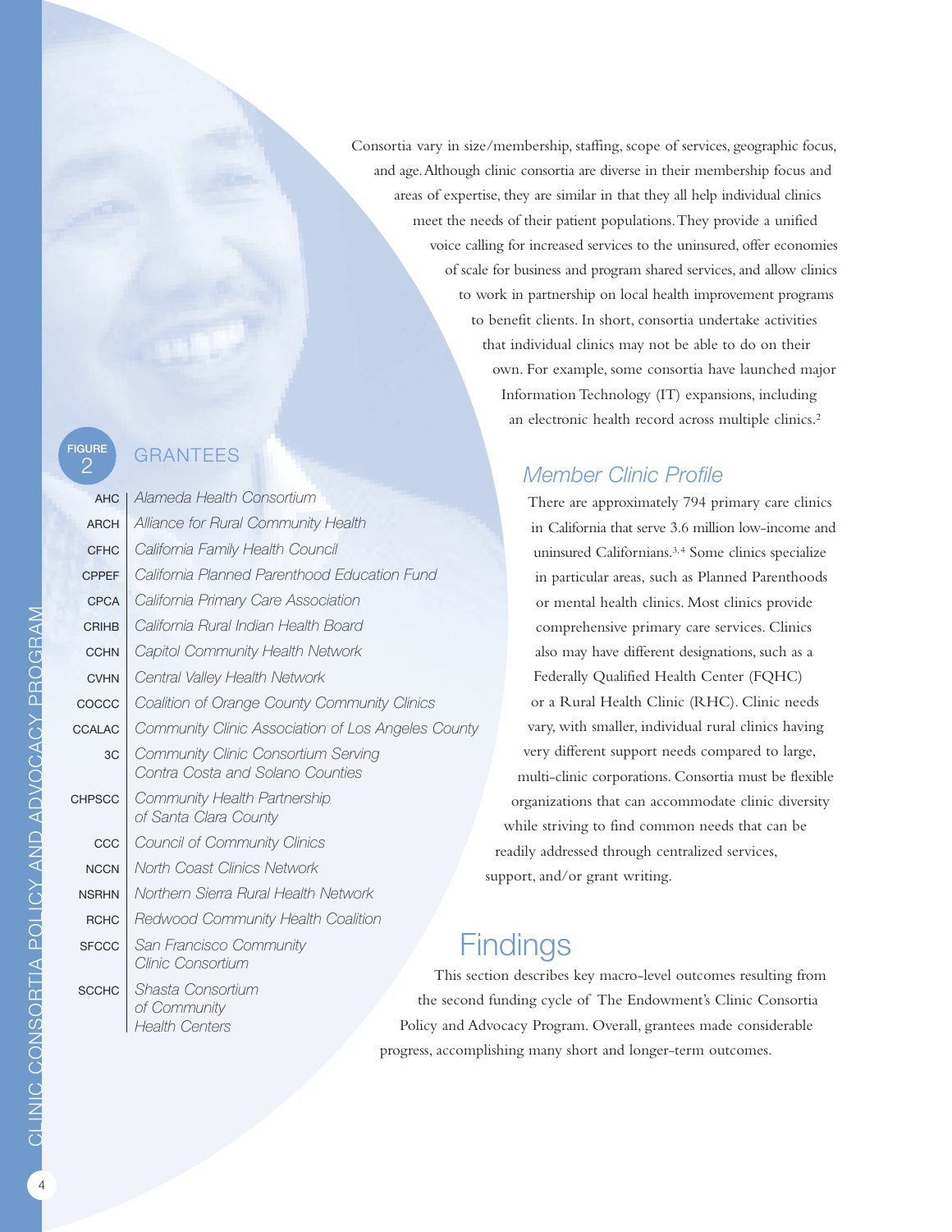Consortia vary in size/membership, staffing, scope of services, geographic focus, and age. Although clinic consortia are diverse in their membership focus and areas of expertise, they are similar in that they all help individual clinics meet the needs of their patient populations. They provide a unified voice calling for increased services to the uninsured, offer economies of scale for business and program shared services, and allow clinics to work in partnership on local health improvement programs to benefit clients. In short, consortia undertake activities that individual clinics may not be able to do on their own. For example, some consortia have launched major Information Technology (IT) expansions, including an electronic health record across multiple clinics.[2]

FIGURE 2

GRANTEES

| Abbreviation | Grantee |
|---|---|
| AHC | *Alameda Health Consortium* |
| ARCH | *Alliance for Rural Community Health* |
| CFHC | *California Family Health Council* |
| CPPEF | *California Planned Parenthood Education Fund* |
| CPCA | *California Primary Care Association* |
| CRIHB | *California Rural Indian Health Board* |
| CCHN | *Capitol Community Health Network* |
| CVHN | *Central Valley Health Network* |
| COCCC | *Coalition of Orange County Community Clinics* |
| CCALAC | *Community Clinic Association of Los Angeles County* |
| 3C | *Community Clinic Consortium Serving Contra Costa and Solano Counties* |
| CHPSCC | *Community Health Partnership of Santa Clara County* |
| CCC | *Council of Community Clinics* |
| NCCN | *North Coast Clinics Network* |
| NSRHN | *Northern Sierra Rural Health Network* |
| RCHC | *Redwood Community Health Coalition* |
| SFCCC | *San Francisco Community Clinic Consortium* |
| SCCHC | *Shasta Consortium of Community Health Centers* |

### *Member Clinic Profile*

There are approximately 794 primary care clinics in California that serve 3.6 million low-income and uninsured Californians.[3,4] Some clinics specialize in particular areas, such as Planned Parenthoods or mental health clinics. Most clinics provide comprehensive primary care services. Clinics also may have different designations, such as a Federally Qualified Health Center (FQHC) or a Rural Health Clinic (RHC). Clinic needs vary, with smaller, individual rural clinics having very different support needs compared to large, multi-clinic corporations. Consortia must be flexible organizations that can accommodate clinic diversity while striving to find common needs that can be readily addressed through centralized services, support, and/or grant writing.

## Findings

This section describes key macro-level outcomes resulting from the second funding cycle of The Endowment's Clinic Consortia Policy and Advocacy Program. Overall, grantees made considerable progress, accomplishing many short and longer-term outcomes.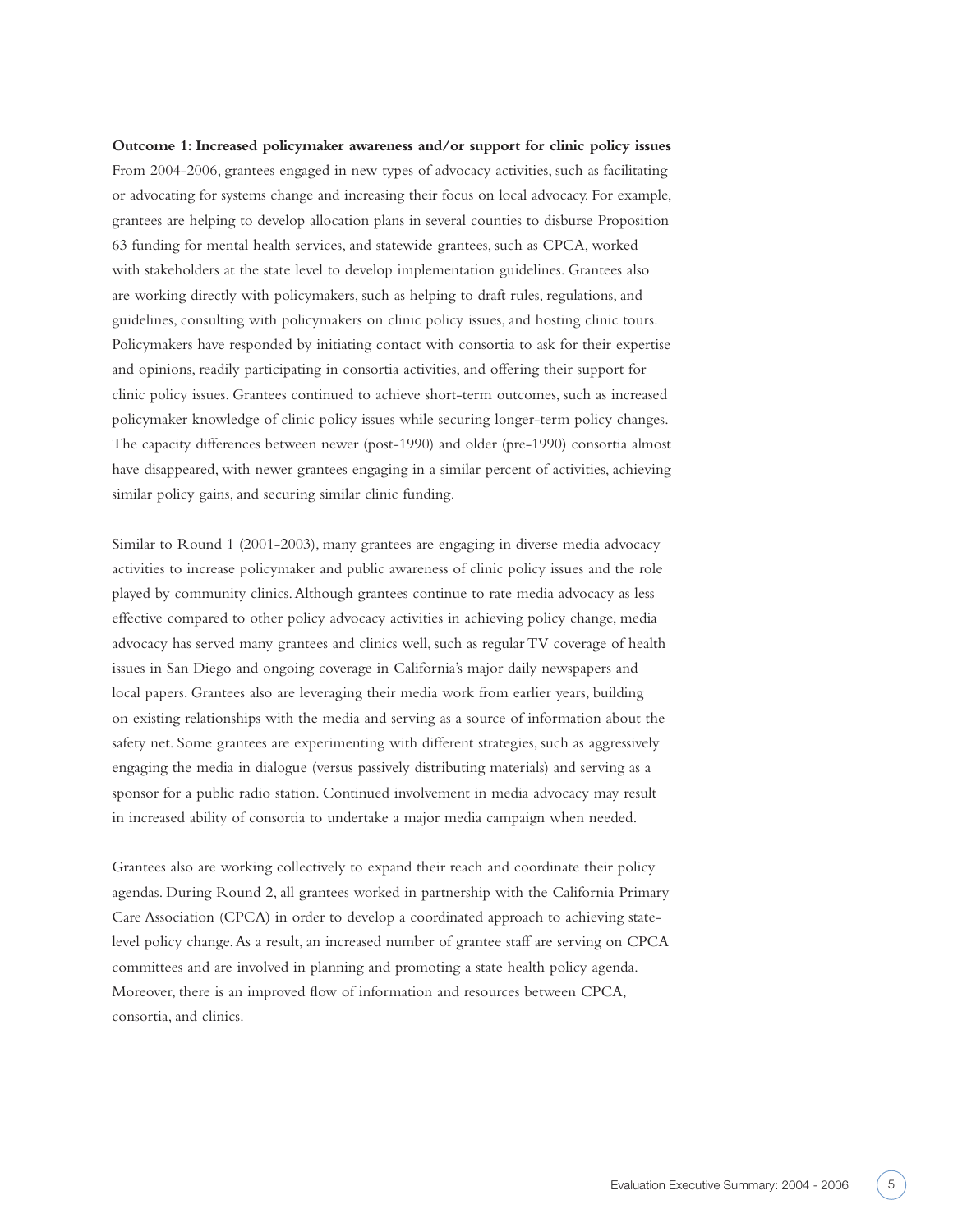**Outcome 1: Increased policymaker awareness and/or support for clinic policy issues**

From 2004-2006, grantees engaged in new types of advocacy activities, such as facilitating or advocating for systems change and increasing their focus on local advocacy. For example, grantees are helping to develop allocation plans in several counties to disburse Proposition 63 funding for mental health services, and statewide grantees, such as CPCA, worked with stakeholders at the state level to develop implementation guidelines. Grantees also are working directly with policymakers, such as helping to draft rules, regulations, and guidelines, consulting with policymakers on clinic policy issues, and hosting clinic tours. Policymakers have responded by initiating contact with consortia to ask for their expertise and opinions, readily participating in consortia activities, and offering their support for clinic policy issues. Grantees continued to achieve short-term outcomes, such as increased policymaker knowledge of clinic policy issues while securing longer-term policy changes. The capacity differences between newer (post-1990) and older (pre-1990) consortia almost have disappeared, with newer grantees engaging in a similar percent of activities, achieving similar policy gains, and securing similar clinic funding.

Similar to Round 1 (2001-2003), many grantees are engaging in diverse media advocacy activities to increase policymaker and public awareness of clinic policy issues and the role played by community clinics. Although grantees continue to rate media advocacy as less effective compared to other policy advocacy activities in achieving policy change, media advocacy has served many grantees and clinics well, such as regular TV coverage of health issues in San Diego and ongoing coverage in California's major daily newspapers and local papers. Grantees also are leveraging their media work from earlier years, building on existing relationships with the media and serving as a source of information about the safety net. Some grantees are experimenting with different strategies, such as aggressively engaging the media in dialogue (versus passively distributing materials) and serving as a sponsor for a public radio station. Continued involvement in media advocacy may result in increased ability of consortia to undertake a major media campaign when needed.

Grantees also are working collectively to expand their reach and coordinate their policy agendas. During Round 2, all grantees worked in partnership with the California Primary Care Association (CPCA) in order to develop a coordinated approach to achieving state-level policy change. As a result, an increased number of grantee staff are serving on CPCA committees and are involved in planning and promoting a state health policy agenda. Moreover, there is an improved flow of information and resources between CPCA, consortia, and clinics.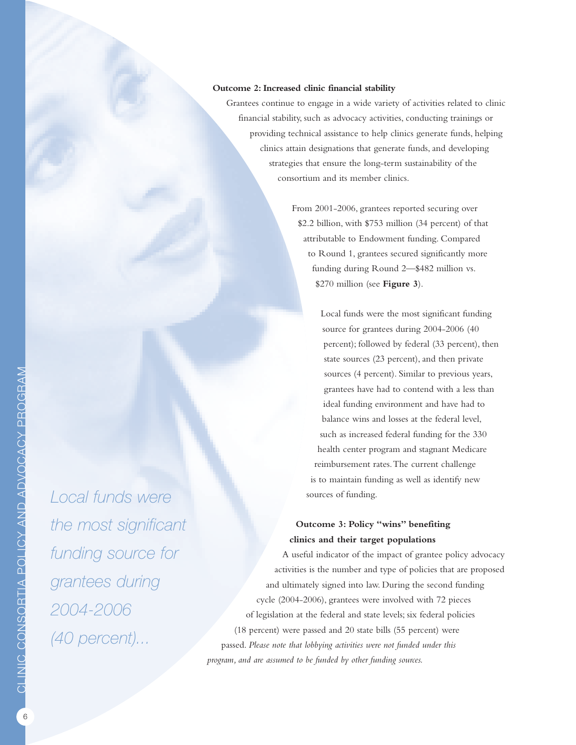**Outcome 2: Increased clinic financial stability**

Grantees continue to engage in a wide variety of activities related to clinic financial stability, such as advocacy activities, conducting trainings or providing technical assistance to help clinics generate funds, helping clinics attain designations that generate funds, and developing strategies that ensure the long-term sustainability of the consortium and its member clinics.

From 2001-2006, grantees reported securing over $2.2 billion, with $753 million (34 percent) of that attributable to Endowment funding. Compared to Round 1, grantees secured significantly more funding during Round 2—$482 million vs. $270 million (see **Figure 3**).

Local funds were the most significant funding source for grantees during 2004-2006 (40 percent); followed by federal (33 percent), then state sources (23 percent), and then private sources (4 percent). Similar to previous years, grantees have had to contend with a less than ideal funding environment and have had to balance wins and losses at the federal level, such as increased federal funding for the 330 health center program and stagnant Medicare reimbursement rates. The current challenge is to maintain funding as well as identify new sources of funding.

*Local funds were the most significant funding source for grantees during 2004-2006 (40 percent)...*

**Outcome 3: Policy "wins" benefiting clinics and their target populations**

A useful indicator of the impact of grantee policy advocacy activities is the number and type of policies that are proposed and ultimately signed into law. During the second funding cycle (2004-2006), grantees were involved with 72 pieces of legislation at the federal and state levels; six federal policies (18 percent) were passed and 20 state bills (55 percent) were passed. *Please note that lobbying activities were not funded under this program, and are assumed to be funded by other funding sources.*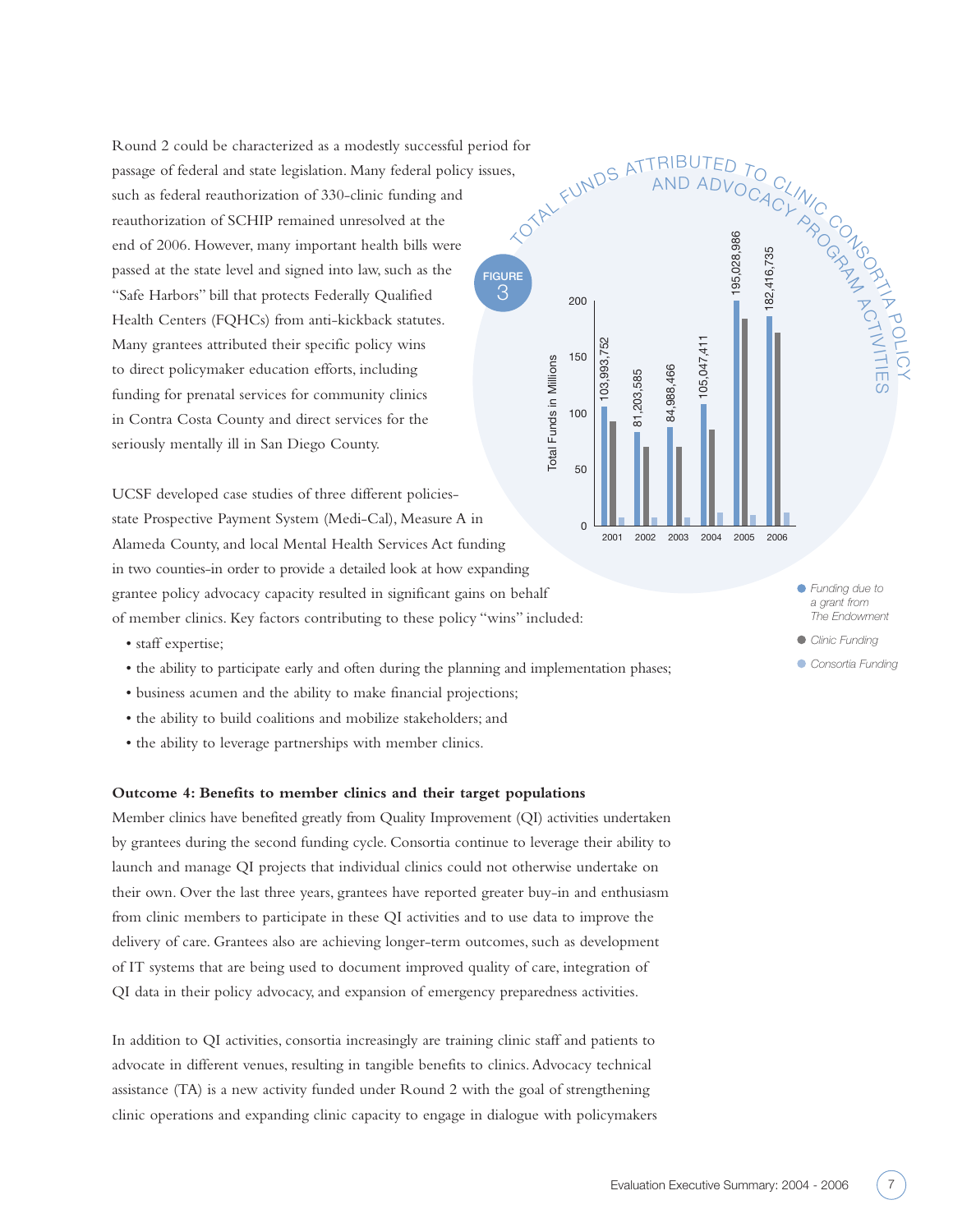Round 2 could be characterized as a modestly successful period for passage of federal and state legislation. Many federal policy issues, such as federal reauthorization of 330-clinic funding and reauthorization of SCHIP remained unresolved at the end of 2006. However, many important health bills were passed at the state level and signed into law, such as the "Safe Harbors" bill that protects Federally Qualified Health Centers (FQHCs) from anti-kickback statutes. Many grantees attributed their specific policy wins to direct policymaker education efforts, including funding for prenatal services for community clinics in Contra Costa County and direct services for the seriously mentally ill in San Diego County.

**FIGURE 3** — TOTAL FUNDS ATTRIBUTED TO CLINIC CONSORTIA POLICY AND ADVOCACY PROGRAM ACTIVITIES

| Year | Funding due to a grant from The Endowment |
| --- | --- |
| 2001 | 103,993,752 |
| 2002 | 81,203,585 |
| 2003 | 84,988,466 |
| 2004 | 105,047,411 |
| 2005 | 195,028,986 |
| 2006 | 182,416,735 |

Total Funds in Millions

- Funding due to a grant from The Endowment
- Clinic Funding
- Consortia Funding

UCSF developed case studies of three different policies-state Prospective Payment System (Medi-Cal), Measure A in Alameda County, and local Mental Health Services Act funding in two counties-in order to provide a detailed look at how expanding grantee policy advocacy capacity resulted in significant gains on behalf of member clinics. Key factors contributing to these policy "wins" included:

- staff expertise;
- the ability to participate early and often during the planning and implementation phases;
- business acumen and the ability to make financial projections;
- the ability to build coalitions and mobilize stakeholders; and
- the ability to leverage partnerships with member clinics.

**Outcome 4: Benefits to member clinics and their target populations**

Member clinics have benefited greatly from Quality Improvement (QI) activities undertaken by grantees during the second funding cycle. Consortia continue to leverage their ability to launch and manage QI projects that individual clinics could not otherwise undertake on their own. Over the last three years, grantees have reported greater buy-in and enthusiasm from clinic members to participate in these QI activities and to use data to improve the delivery of care. Grantees also are achieving longer-term outcomes, such as development of IT systems that are being used to document improved quality of care, integration of QI data in their policy advocacy, and expansion of emergency preparedness activities.

In addition to QI activities, consortia increasingly are training clinic staff and patients to advocate in different venues, resulting in tangible benefits to clinics. Advocacy technical assistance (TA) is a new activity funded under Round 2 with the goal of strengthening clinic operations and expanding clinic capacity to engage in dialogue with policymakers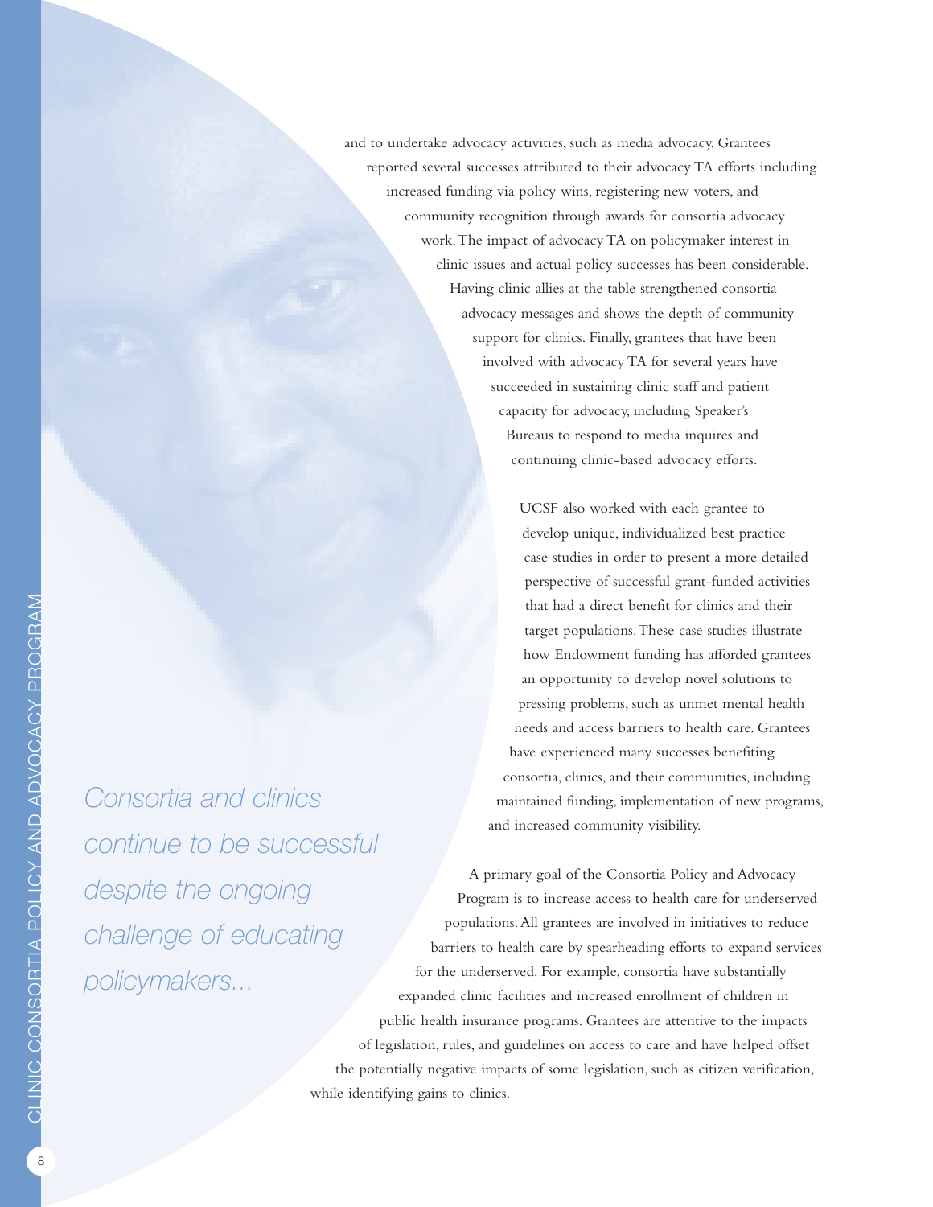and to undertake advocacy activities, such as media advocacy. Grantees reported several successes attributed to their advocacy TA efforts including increased funding via policy wins, registering new voters, and community recognition through awards for consortia advocacy work. The impact of advocacy TA on policymaker interest in clinic issues and actual policy successes has been considerable. Having clinic allies at the table strengthened consortia advocacy messages and shows the depth of community support for clinics. Finally, grantees that have been involved with advocacy TA for several years have succeeded in sustaining clinic staff and patient capacity for advocacy, including Speaker's Bureaus to respond to media inquires and continuing clinic-based advocacy efforts.

*Consortia and clinics continue to be successful despite the ongoing challenge of educating policymakers...*

UCSF also worked with each grantee to develop unique, individualized best practice case studies in order to present a more detailed perspective of successful grant-funded activities that had a direct benefit for clinics and their target populations. These case studies illustrate how Endowment funding has afforded grantees an opportunity to develop novel solutions to pressing problems, such as unmet mental health needs and access barriers to health care. Grantees have experienced many successes benefiting consortia, clinics, and their communities, including maintained funding, implementation of new programs, and increased community visibility.

A primary goal of the Consortia Policy and Advocacy Program is to increase access to health care for underserved populations. All grantees are involved in initiatives to reduce barriers to health care by spearheading efforts to expand services for the underserved. For example, consortia have substantially expanded clinic facilities and increased enrollment of children in public health insurance programs. Grantees are attentive to the impacts of legislation, rules, and guidelines on access to care and have helped offset the potentially negative impacts of some legislation, such as citizen verification, while identifying gains to clinics.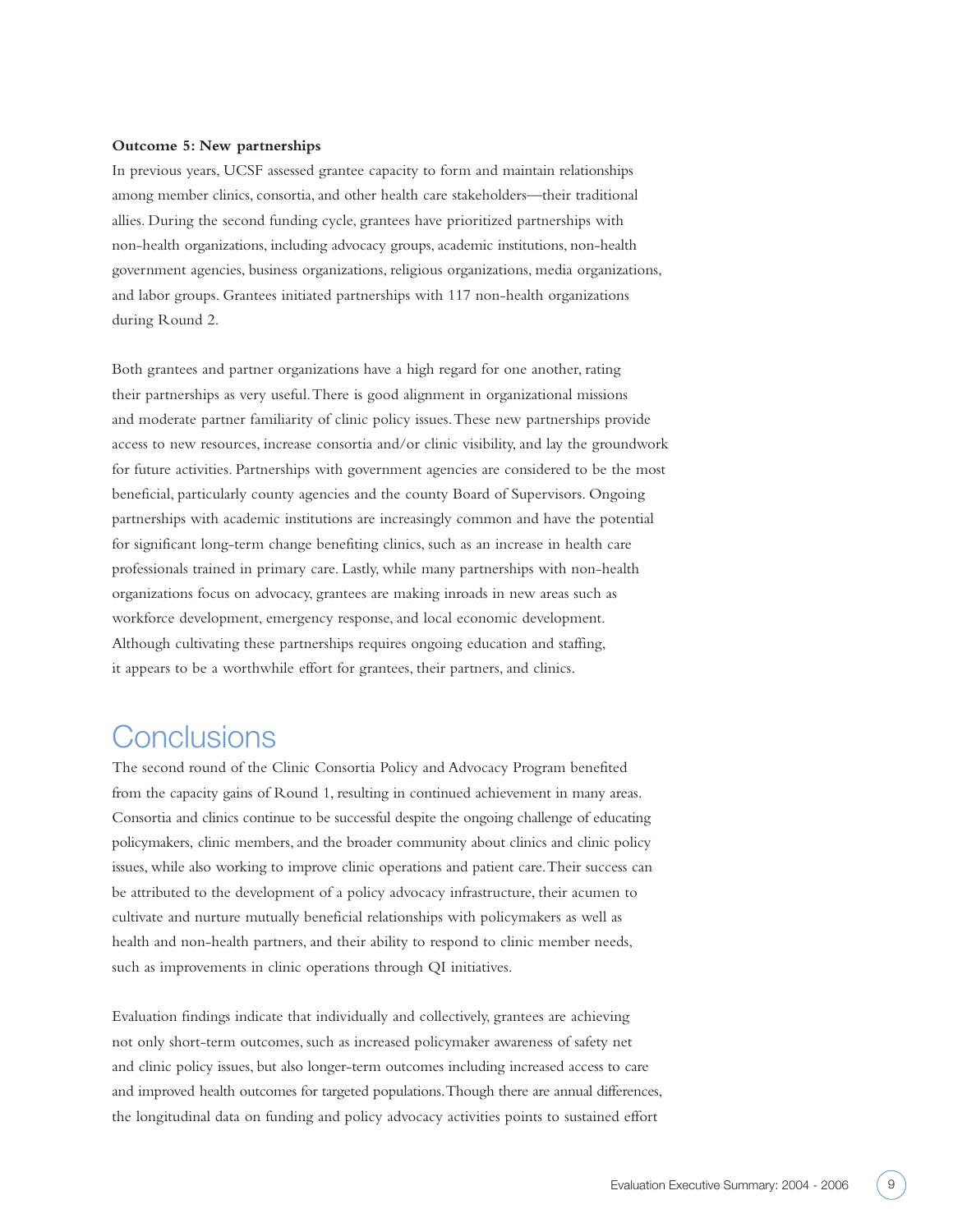**Outcome 5: New partnerships**

In previous years, UCSF assessed grantee capacity to form and maintain relationships among member clinics, consortia, and other health care stakeholders—their traditional allies. During the second funding cycle, grantees have prioritized partnerships with non-health organizations, including advocacy groups, academic institutions, non-health government agencies, business organizations, religious organizations, media organizations, and labor groups. Grantees initiated partnerships with 117 non-health organizations during Round 2.

Both grantees and partner organizations have a high regard for one another, rating their partnerships as very useful. There is good alignment in organizational missions and moderate partner familiarity of clinic policy issues. These new partnerships provide access to new resources, increase consortia and/or clinic visibility, and lay the groundwork for future activities. Partnerships with government agencies are considered to be the most beneficial, particularly county agencies and the county Board of Supervisors. Ongoing partnerships with academic institutions are increasingly common and have the potential for significant long-term change benefiting clinics, such as an increase in health care professionals trained in primary care. Lastly, while many partnerships with non-health organizations focus on advocacy, grantees are making inroads in new areas such as workforce development, emergency response, and local economic development. Although cultivating these partnerships requires ongoing education and staffing, it appears to be a worthwhile effort for grantees, their partners, and clinics.

## Conclusions

The second round of the Clinic Consortia Policy and Advocacy Program benefited from the capacity gains of Round 1, resulting in continued achievement in many areas. Consortia and clinics continue to be successful despite the ongoing challenge of educating policymakers, clinic members, and the broader community about clinics and clinic policy issues, while also working to improve clinic operations and patient care. Their success can be attributed to the development of a policy advocacy infrastructure, their acumen to cultivate and nurture mutually beneficial relationships with policymakers as well as health and non-health partners, and their ability to respond to clinic member needs, such as improvements in clinic operations through QI initiatives.

Evaluation findings indicate that individually and collectively, grantees are achieving not only short-term outcomes, such as increased policymaker awareness of safety net and clinic policy issues, but also longer-term outcomes including increased access to care and improved health outcomes for targeted populations. Though there are annual differences, the longitudinal data on funding and policy advocacy activities points to sustained effort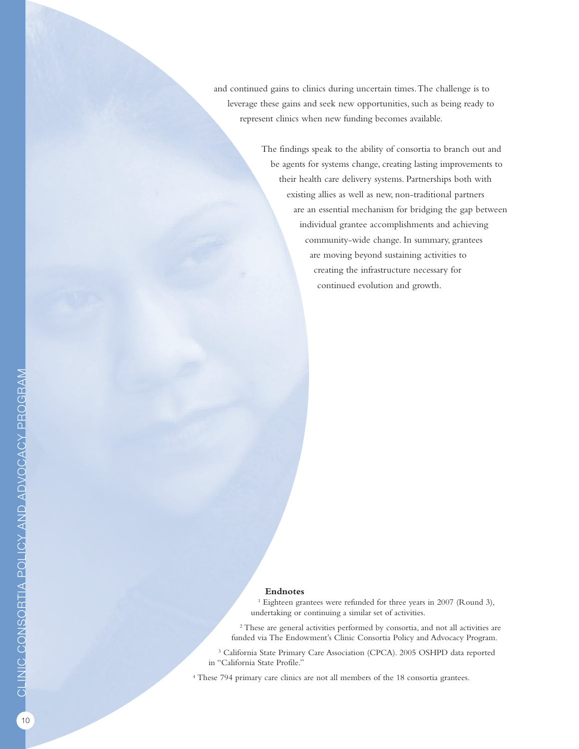and continued gains to clinics during uncertain times. The challenge is to leverage these gains and seek new opportunities, such as being ready to represent clinics when new funding becomes available.

The findings speak to the ability of consortia to branch out and be agents for systems change, creating lasting improvements to their health care delivery systems. Partnerships both with existing allies as well as new, non-traditional partners are an essential mechanism for bridging the gap between individual grantee accomplishments and achieving community-wide change. In summary, grantees are moving beyond sustaining activities to creating the infrastructure necessary for continued evolution and growth.

**Endnotes**

[1] Eighteen grantees were refunded for three years in 2007 (Round 3), undertaking or continuing a similar set of activities.

[2] These are general activities performed by consortia, and not all activities are funded via The Endowment's Clinic Consortia Policy and Advocacy Program.

[3] California State Primary Care Association (CPCA). 2005 OSHPD data reported in "California State Profile."

[4] These 794 primary care clinics are not all members of the 18 consortia grantees.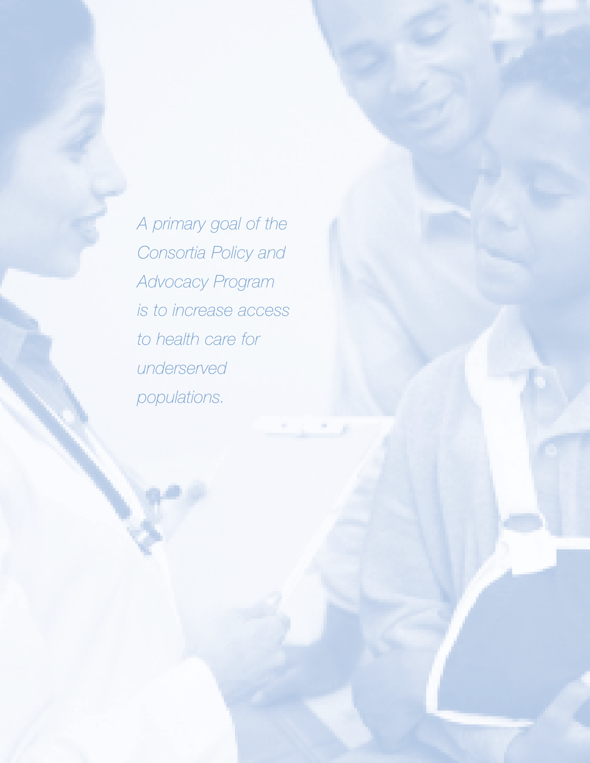*A primary goal of the Consortia Policy and Advocacy Program is to increase access to health care for underserved populations.*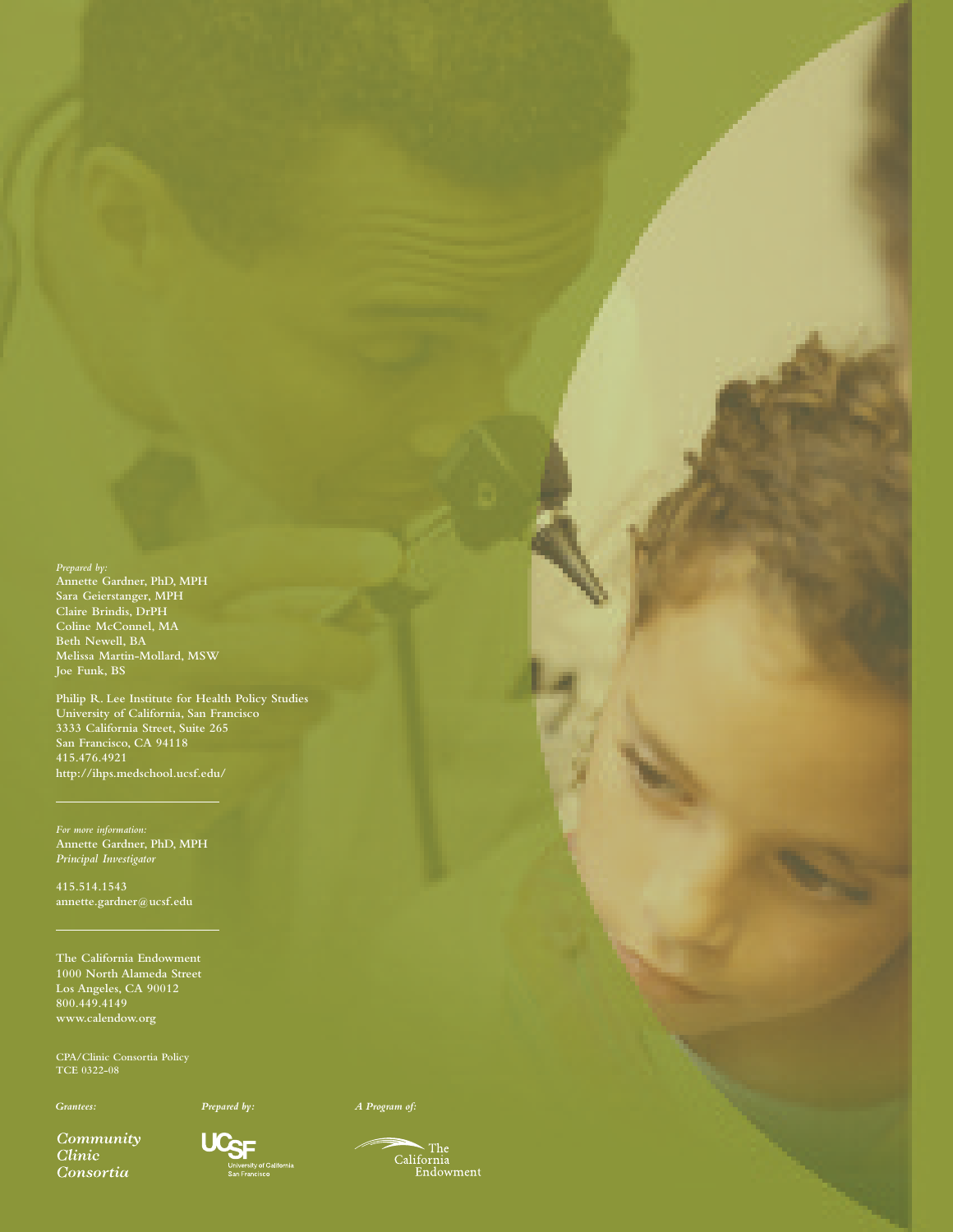*Prepared by:*
Annette Gardner, PhD, MPH
Sara Geierstanger, MPH
Claire Brindis, DrPH
Coline McConnel, MA
Beth Newell, BA
Melissa Martin-Mollard, MSW
Joe Funk, BS

Philip R. Lee Institute for Health Policy Studies
University of California, San Francisco
3333 California Street, Suite 265
San Francisco, CA 94118
415.476.4921
http://ihps.medschool.ucsf.edu/

---

*For more information:*
Annette Gardner, PhD, MPH
*Principal Investigator*

415.514.1543
annette.gardner@ucsf.edu

---

The California Endowment
1000 North Alameda Street
Los Angeles, CA 90012
800.449.4149
www.calendow.org

CPA/Clinic Consortia Policy
TCE 0322-08

*Grantees:*

*Community Clinic Consortia*

*Prepared by:*

UCSF University of California San Francisco

*A Program of:*

The California Endowment